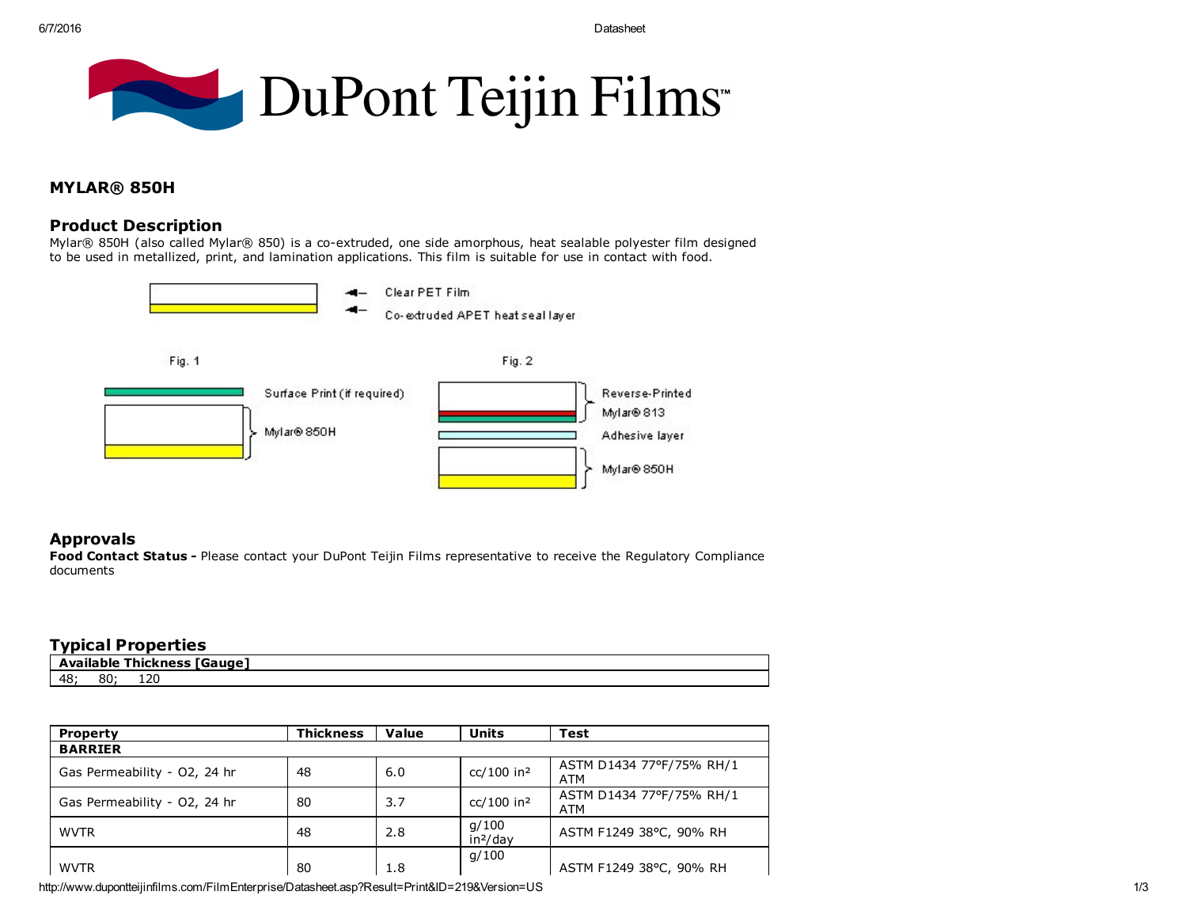# MYLAR® 850H

## Product Description

Mylar® 850H (also called Mylar® 850) is a co-extruded, one side amorphous, heat sealable polyester film designed to be used in metallized, print, and lamination applications. This film is suitable for use in contact with food.

Clear PET Film

Co-extruded APET heat seal layer

Fig. 1

Surface Print (if required)

Mylar® 850H

Fig. 2

Reverse-Printed Mylar® 813

Adhesive layer

Mylar® 850H

## Approvals

**Food Contact Status -** Please contact your DuPont Teijin Films representative to receive the Regulatory Compliance documents

## Typical Properties

| Available Thickness [Gauge] |
| --- |
| 48; 80; 120 |

| Property | Thickness | Value | Units | Test |
| --- | --- | --- | --- | --- |
| **BARRIER** | | | | |
| Gas Permeability - O2, 24 hr | 48 | 6.0 | cc/100 in² | ASTM D1434 77°F/75% RH/1 ATM |
| Gas Permeability - O2, 24 hr | 80 | 3.7 | cc/100 in² | ASTM D1434 77°F/75% RH/1 ATM |
| WVTR | 48 | 2.8 | g/100 in²/day | ASTM F1249 38°C, 90% RH |
| WVTR | 80 | 1.8 | g/100 | ASTM F1249 38°C, 90% RH |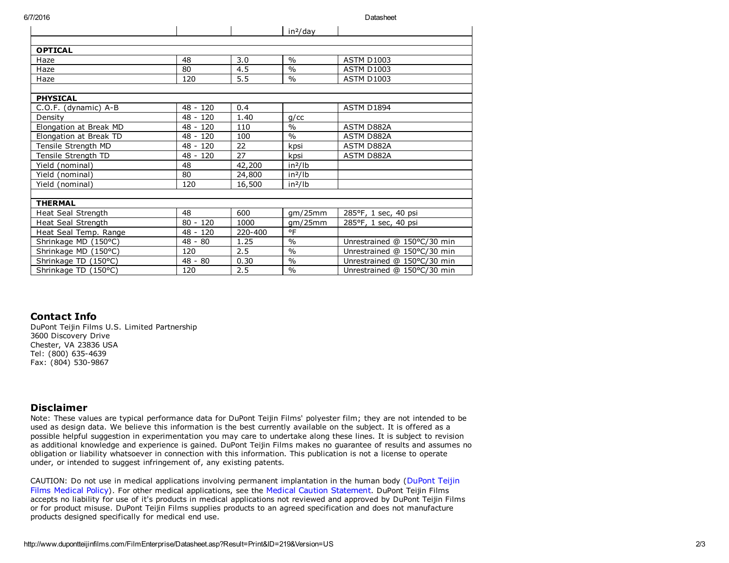| | | | in²/day | |
|---|---|---|---|---|
| **OPTICAL** | | | | |
| Haze | 48 | 3.0 | % | ASTM D1003 |
| Haze | 80 | 4.5 | % | ASTM D1003 |
| Haze | 120 | 5.5 | % | ASTM D1003 |
| **PHYSICAL** | | | | |
| C.O.F. (dynamic) A-B | 48 - 120 | 0.4 | | ASTM D1894 |
| Density | 48 - 120 | 1.40 | g/cc | |
| Elongation at Break MD | 48 - 120 | 110 | % | ASTM D882A |
| Elongation at Break TD | 48 - 120 | 100 | % | ASTM D882A |
| Tensile Strength MD | 48 - 120 | 22 | kpsi | ASTM D882A |
| Tensile Strength TD | 48 - 120 | 27 | kpsi | ASTM D882A |
| Yield (nominal) | 48 | 42,200 | in²/lb | |
| Yield (nominal) | 80 | 24,800 | in²/lb | |
| Yield (nominal) | 120 | 16,500 | in²/lb | |
| **THERMAL** | | | | |
| Heat Seal Strength | 48 | 600 | gm/25mm | 285°F, 1 sec, 40 psi |
| Heat Seal Strength | 80 - 120 | 1000 | gm/25mm | 285°F, 1 sec, 40 psi |
| Heat Seal Temp. Range | 48 - 120 | 220-400 | °F | |
| Shrinkage MD (150°C) | 48 - 80 | 1.25 | % | Unrestrained @ 150°C/30 min |
| Shrinkage MD (150°C) | 120 | 2.5 | % | Unrestrained @ 150°C/30 min |
| Shrinkage TD (150°C) | 48 - 80 | 0.30 | % | Unrestrained @ 150°C/30 min |
| Shrinkage TD (150°C) | 120 | 2.5 | % | Unrestrained @ 150°C/30 min |

## Contact Info

DuPont Teijin Films U.S. Limited Partnership
3600 Discovery Drive
Chester, VA 23836 USA
Tel: (800) 635-4639
Fax: (804) 530-9867

## Disclaimer

Note: These values are typical performance data for DuPont Teijin Films' polyester film; they are not intended to be used as design data. We believe this information is the best currently available on the subject. It is offered as a possible helpful suggestion in experimentation you may care to undertake along these lines. It is subject to revision as additional knowledge and experience is gained. DuPont Teijin Films makes no guarantee of results and assumes no obligation or liability whatsoever in connection with this information. This publication is not a license to operate under, or intended to suggest infringement of, any existing patents.

CAUTION: Do not use in medical applications involving permanent implantation in the human body (DuPont Teijin Films Medical Policy). For other medical applications, see the Medical Caution Statement. DuPont Teijin Films accepts no liability for use of it's products in medical applications not reviewed and approved by DuPont Teijin Films or for product misuse. DuPont Teijin Films supplies products to an agreed specification and does not manufacture products designed specifically for medical end use.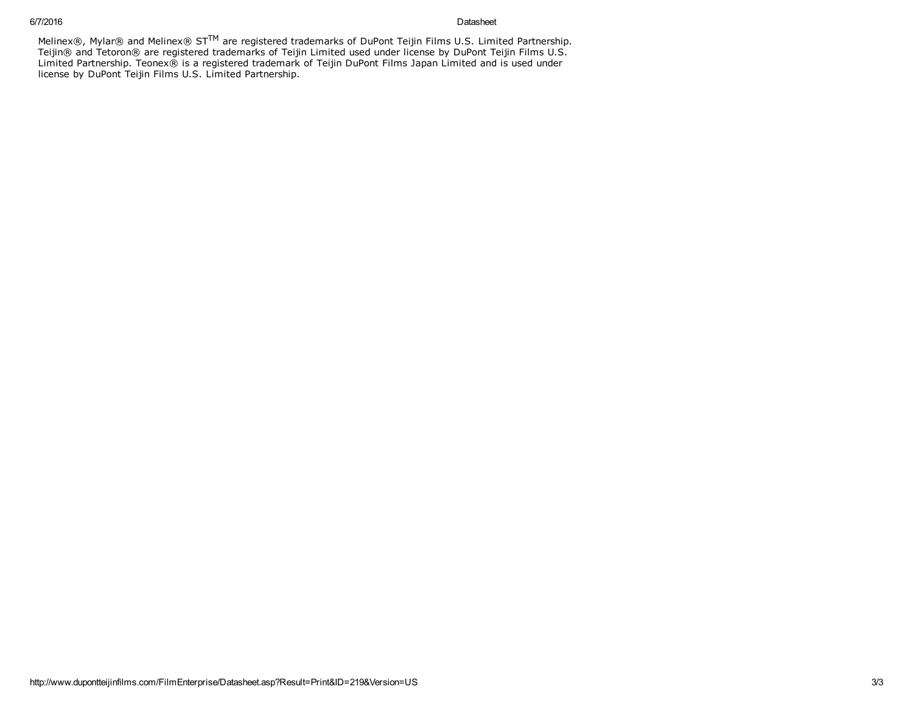Melinex®, Mylar® and Melinex® ST™ are registered trademarks of DuPont Teijin Films U.S. Limited Partnership. Teijin® and Tetoron® are registered trademarks of Teijin Limited used under license by DuPont Teijin Films U.S. Limited Partnership. Teonex® is a registered trademark of Teijin DuPont Films Japan Limited and is used under license by DuPont Teijin Films U.S. Limited Partnership.